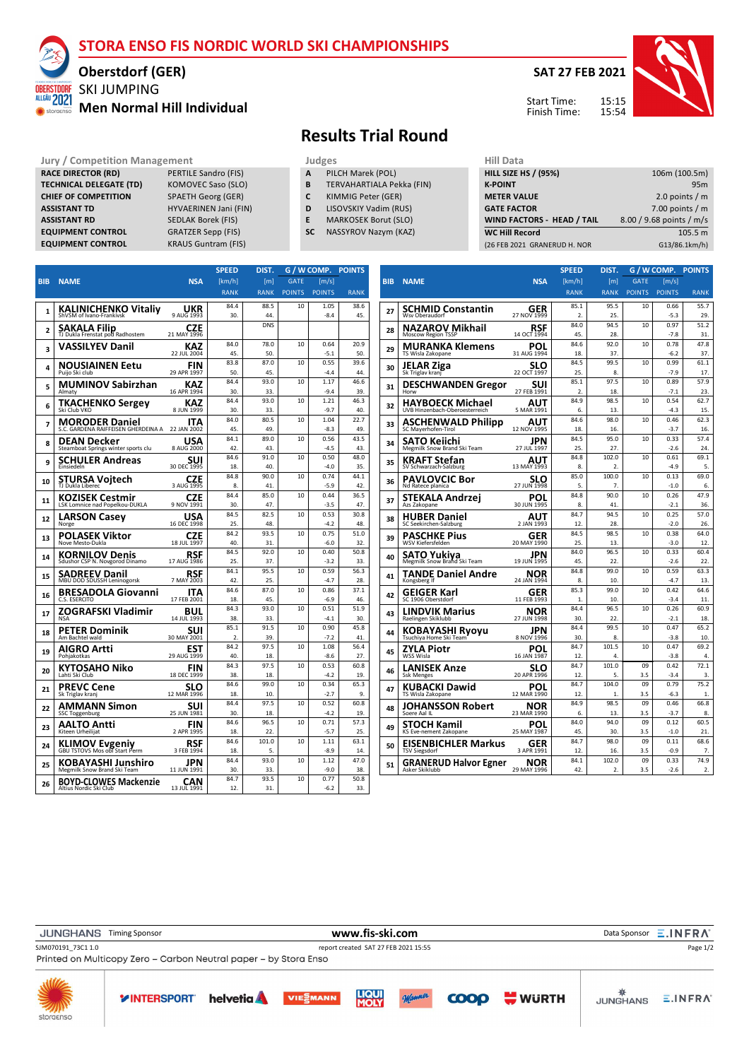# STORA ENSO FIS NORDIC WORLD SKI CHAMPIONSHIPS

## Oberstdorf (GER)

SKI JUMPING

## Men Normal Hill Individual

SAT 27 FEB 2021

Start Time: 15:15
Finish Time: 15:54

# Results Trial Round

| Jury / Competition Management | |
|---|---|
| RACE DIRECTOR (RD) | PERTILE Sandro (FIS) |
| TECHNICAL DELEGATE (TD) | KOMOVEC Saso (SLO) |
| CHIEF OF COMPETITION | SPAETH Georg (GER) |
| ASSISTANT TD | HYVAERINEN Jani (FIN) |
| ASSISTANT RD | SEDLAK Borek (FIS) |
| EQUIPMENT CONTROL | GRATZER Sepp (FIS) |
| EQUIPMENT CONTROL | KRAUS Guntram (FIS) |

| Judges | |
|---|---|
| A | PILCH Marek (POL) |
| B | TERVAHARTIALA Pekka (FIN) |
| C | KIMMIG Peter (GER) |
| D | LISOVSKIY Vadim (RUS) |
| E | MARKOSEK Borut (SLO) |
| SC | NASSYROV Nazym (KAZ) |

| Hill Data | |
|---|---|
| HILL SIZE HS / (95%) | 106m (100.5m) |
| K-POINT | 95m |
| METER VALUE | 2.0 points / m |
| GATE FACTOR | 7.00 points / m |
| WIND FACTORS - HEAD / TAIL | 8.00 / 9.68 points / m/s |
| WC Hill Record | 105.5 m |
| (26 FEB 2021 GRANERUD H. NOR | G13/86.1km/h) |

| BIB | NAME | NSA | SPEED [km/h] | SPEED RANK | DIST. [m] | DIST. RANK | GATE | GATE POINTS | WIND [m/s] | WIND POINTS | POINTS | RANK |
|---|---|---|---|---|---|---|---|---|---|---|---|---|
| 1 | KALINICHENKO Vitaliy<br>ShVSM of Ivano-Frankivsk | UKR<br>9 AUG 1993 | 84.4 | 30. | 88.5 | 44. | 10 | | 1.05 | -8.4 | 38.6 | 45. |
| 2 | SAKALA Filip<br>TJ Dukla Frenstat pod Radhostem | CZE<br>21 MAY 1996 | | | DNS | | | | | | | |
| 3 | VASSILYEV Danil | KAZ<br>22 JUL 2004 | 84.0 | 45. | 78.0 | 50. | 10 | | 0.64 | -5.1 | 20.9 | 50. |
| 4 | NOUSIAINEN Eetu<br>Puijo Ski club | FIN<br>29 APR 1997 | 83.8 | 50. | 87.0 | 45. | 10 | | 0.55 | -4.4 | 39.6 | 44. |
| 5 | MUMINOV Sabirzhan<br>Almaty | KAZ<br>16 APR 1994 | 84.4 | 30. | 93.0 | 33. | 10 | | 1.17 | -9.4 | 46.6 | 39. |
| 6 | TKACHENKO Sergey<br>Ski Club VKO | KAZ<br>8 JUN 1999 | 84.4 | 30. | 93.0 | 33. | 10 | | 1.21 | -9.7 | 46.3 | 40. |
| 7 | MORODER Daniel<br>S.C. GARDENA RAIFFEISEN GHERDEINA A | ITA<br>22 JAN 2002 | 84.0 | 45. | 80.5 | 49. | 10 | | 1.04 | -8.3 | 22.7 | 49. |
| 8 | DEAN Decker<br>Steamboat Springs winter sports clu | USA<br>8 AUG 2000 | 84.1 | 42. | 89.0 | 43. | 10 | | 0.56 | -4.5 | 43.5 | 43. |
| 9 | SCHULER Andreas<br>Einsiedeln | SUI<br>30 DEC 1995 | 84.6 | 18. | 91.0 | 40. | 10 | | 0.50 | -4.0 | 48.0 | 35. |
| 10 | STURSA Vojtech<br>TJ Dukla Liberec | CZE<br>3 AUG 1995 | 84.8 | 8. | 90.0 | 41. | 10 | | 0.74 | -5.9 | 44.1 | 42. |
| 11 | KOZISEK Cestmir<br>LSK Lomnice nad Popelkou-DUKLA | CZE<br>9 NOV 1991 | 84.4 | 30. | 85.0 | 47. | 10 | | 0.44 | -3.5 | 36.5 | 47. |
| 12 | LARSON Casey<br>Norge | USA<br>16 DEC 1998 | 84.5 | 25. | 82.5 | 48. | 10 | | 0.53 | -4.2 | 30.8 | 48. |
| 13 | POLASEK Viktor<br>Nove Mesto-Dukla | CZE<br>18 JUL 1997 | 84.2 | 40. | 93.5 | 31. | 10 | | 0.75 | -6.0 | 51.0 | 32. |
| 14 | KORNILOV Denis<br>Sdushor CSP N. Novgorod Dinamo | RSF<br>17 AUG 1986 | 84.5 | 25. | 92.0 | 37. | 10 | | 0.40 | -3.2 | 50.8 | 33. |
| 15 | SADREEV Danil<br>MBU DOD SDUSSH Leninogorsk | RSF<br>7 MAY 2003 | 84.1 | 42. | 95.5 | 25. | 10 | | 0.59 | -4.7 | 56.3 | 28. |
| 16 | BRESADOLA Giovanni<br>C.S. ESERCITO | ITA<br>17 FEB 2001 | 84.6 | 18. | 87.0 | 45. | 10 | | 0.86 | -6.9 | 37.1 | 46. |
| 17 | ZOGRAFSKI Vladimir<br>NSA | BUL<br>14 JUL 1993 | 84.3 | 38. | 93.0 | 33. | 10 | | 0.51 | -4.1 | 51.9 | 30. |
| 18 | PETER Dominik<br>Am Bachtel wald | SUI<br>30 MAY 2001 | 85.1 | 2. | 91.5 | 39. | 10 | | 0.90 | -7.2 | 45.8 | 41. |
| 19 | AIGRO Artti<br>Pohjakotkas | EST<br>29 AUG 1999 | 84.2 | 40. | 97.5 | 18. | 10 | | 1.08 | -8.6 | 56.4 | 27. |
| 20 | KYTOSAHO Niko<br>Lahti Ski Club | FIN<br>18 DEC 1999 | 84.3 | 38. | 97.5 | 18. | 10 | | 0.53 | -4.2 | 60.8 | 19. |
| 21 | PREVC Cene<br>Sk Triglav kranj | SLO<br>12 MAR 1996 | 84.6 | 18. | 99.0 | 10. | 10 | | 0.34 | -2.7 | 65.3 | 9. |
| 22 | AMMANN Simon<br>SSC Toggenburg | SUI<br>25 JUN 1981 | 84.4 | 30. | 97.5 | 18. | 10 | | 0.52 | -4.2 | 60.8 | 19. |
| 23 | AALTO Antti<br>Kiteen Urheilijat | FIN<br>2 APR 1995 | 84.6 | 18. | 96.5 | 22. | 10 | | 0.71 | -5.7 | 57.3 | 25. |
| 24 | KLIMOV Evgeniy<br>GBU TSTOVS Mos obl Start Perm | RSF<br>3 FEB 1994 | 84.6 | 18. | 101.0 | 5. | 10 | | 1.11 | -8.9 | 63.1 | 14. |
| 25 | KOBAYASHI Junshiro<br>Megmilk Snow Brand Ski Team | JPN<br>11 JUN 1991 | 84.4 | 30. | 93.0 | 33. | 10 | | 1.12 | -9.0 | 47.0 | 38. |
| 26 | BOYD-CLOWES Mackenzie<br>Altius Nordic Ski Club | CAN<br>13 JUL 1991 | 84.7 | 12. | 93.5 | 31. | 10 | | 0.77 | -6.2 | 50.8 | 33. |
| 27 | SCHMID Constantin<br>Wsv Oberaudorf | GER<br>27 NOV 1999 | 85.1 | 2. | 95.5 | 25. | 10 | | 0.66 | -5.3 | 55.7 | 29. |
| 28 | NAZAROV Mikhail<br>Moscow Region TSSP | RSF<br>14 OCT 1994 | 84.0 | 45. | 94.5 | 28. | 10 | | 0.97 | -7.8 | 51.2 | 31. |
| 29 | MURANKA Klemens<br>TS Wisla Zakopane | POL<br>31 AUG 1994 | 84.6 | 18. | 92.0 | 37. | 10 | | 0.78 | -6.2 | 47.8 | 37. |
| 30 | JELAR Ziga<br>Sk Triglav kranj | SLO<br>22 OCT 1997 | 84.5 | 25. | 99.5 | 8. | 10 | | 0.99 | -7.9 | 61.1 | 17. |
| 31 | DESCHWANDEN Gregor<br>Horw | SUI<br>27 FEB 1991 | 85.1 | 2. | 97.5 | 18. | 10 | | 0.89 | -7.1 | 57.9 | 23. |
| 32 | HAYBOECK Michael<br>UVB Hinzenbach-Oberoesterreich | AUT<br>5 MAR 1991 | 84.9 | 6. | 98.5 | 13. | 10 | | 0.54 | -4.3 | 62.7 | 15. |
| 33 | ASCHENWALD Philipp<br>SC Mayerhofen-Tirol | AUT<br>12 NOV 1995 | 84.6 | 18. | 98.0 | 16. | 10 | | 0.46 | -3.7 | 62.3 | 16. |
| 34 | SATO Keiichi<br>Megmilk Snow Brand Ski Team | JPN<br>27 JUL 1997 | 84.5 | 25. | 95.0 | 27. | 10 | | 0.33 | -2.6 | 57.4 | 24. |
| 35 | KRAFT Stefan<br>SV Schwarzach-Salzburg | AUT<br>13 MAY 1993 | 84.8 | 8. | 102.0 | 2. | 10 | | 0.61 | -4.9 | 69.1 | 5. |
| 36 | PAVLOVCIC Bor<br>Nd Ratece planica | SLO<br>27 JUN 1998 | 85.0 | 5. | 100.0 | 7. | 10 | | 0.13 | -1.0 | 69.0 | 6. |
| 37 | STEKALA Andrzej<br>Azs Zakopane | POL<br>30 JUN 1995 | 84.8 | 8. | 90.0 | 41. | 10 | | 0.26 | -2.1 | 47.9 | 36. |
| 38 | HUBER Daniel<br>SC Seekirchen-Salzburg | AUT<br>2 JAN 1993 | 84.7 | 12. | 94.5 | 28. | 10 | | 0.25 | -2.0 | 57.0 | 26. |
| 39 | PASCHKE Pius<br>WSV Kiefersfelden | GER<br>20 MAY 1990 | 84.5 | 25. | 98.5 | 13. | 10 | | 0.38 | -3.0 | 64.0 | 12. |
| 40 | SATO Yukiya<br>Megmilk Snow Brand Ski Team | JPN<br>19 JUN 1995 | 84.0 | 45. | 96.5 | 22. | 10 | | 0.33 | -2.6 | 60.4 | 22. |
| 41 | TANDE Daniel Andre<br>Kongsberg If | NOR<br>24 JAN 1994 | 84.8 | 8. | 99.0 | 10. | 10 | | 0.59 | -4.7 | 63.3 | 13. |
| 42 | GEIGER Karl<br>SC 1906 Oberstdorf | GER<br>11 FEB 1993 | 85.3 | 1. | 99.0 | 10. | 10 | | 0.42 | -3.4 | 64.6 | 11. |
| 43 | LINDVIK Marius<br>Raelingen Skiklubb | NOR<br>27 JUN 1998 | 84.4 | 30. | 96.5 | 22. | 10 | | 0.26 | -2.1 | 60.9 | 18. |
| 44 | KOBAYASHI Ryoyu<br>Tsuchiya Home Ski Team | JPN<br>8 NOV 1996 | 84.4 | 30. | 99.5 | 8. | 10 | | 0.47 | -3.8 | 65.2 | 10. |
| 45 | ZYLA Piotr<br>WSS Wisla | POL<br>16 JAN 1987 | 84.7 | 12. | 101.5 | 4. | 10 | | 0.47 | -3.8 | 69.2 | 4. |
| 46 | LANISEK Anze<br>Ssk Menges | SLO<br>20 APR 1996 | 84.7 | 12. | 101.0 | 5. | 09 | 3.5 | 0.42 | -3.4 | 72.1 | 3. |
| 47 | KUBACKI Dawid<br>TS Wisla Zakopane | POL<br>12 MAR 1990 | 84.7 | 12. | 104.0 | 1. | 09 | 3.5 | 0.79 | -6.3 | 75.2 | 1. |
| 48 | JOHANSSON Robert<br>Soere Aal IL | NOR<br>23 MAR 1990 | 84.9 | 6. | 98.5 | 13. | 09 | 3.5 | 0.46 | -3.7 | 66.8 | 8. |
| 49 | STOCH Kamil<br>KS Eve-nement Zakopane | POL<br>25 MAY 1987 | 84.0 | 45. | 94.0 | 30. | 09 | 3.5 | 0.12 | -1.0 | 60.5 | 21. |
| 50 | EISENBICHLER Markus<br>TSV Siegsdorf | GER<br>3 APR 1991 | 84.7 | 12. | 98.0 | 16. | 09 | 3.5 | 0.11 | -0.9 | 68.6 | 7. |
| 51 | GRANERUD Halvor Egner<br>Asker Skiklubb | NOR<br>29 MAY 1996 | 84.1 | 42. | 102.0 | 2. | 09 | 3.5 | 0.33 | -2.6 | 74.9 | 2. |

JUNGHANS Timing Sponsor | www.fis-ski.com | Data Sponsor INFRA

SJM070191_73C1 1.0 report created SAT 27 FEB 2021 15:55

Printed on Multicopy Zero – Carbon Neutral paper – by Stora Enso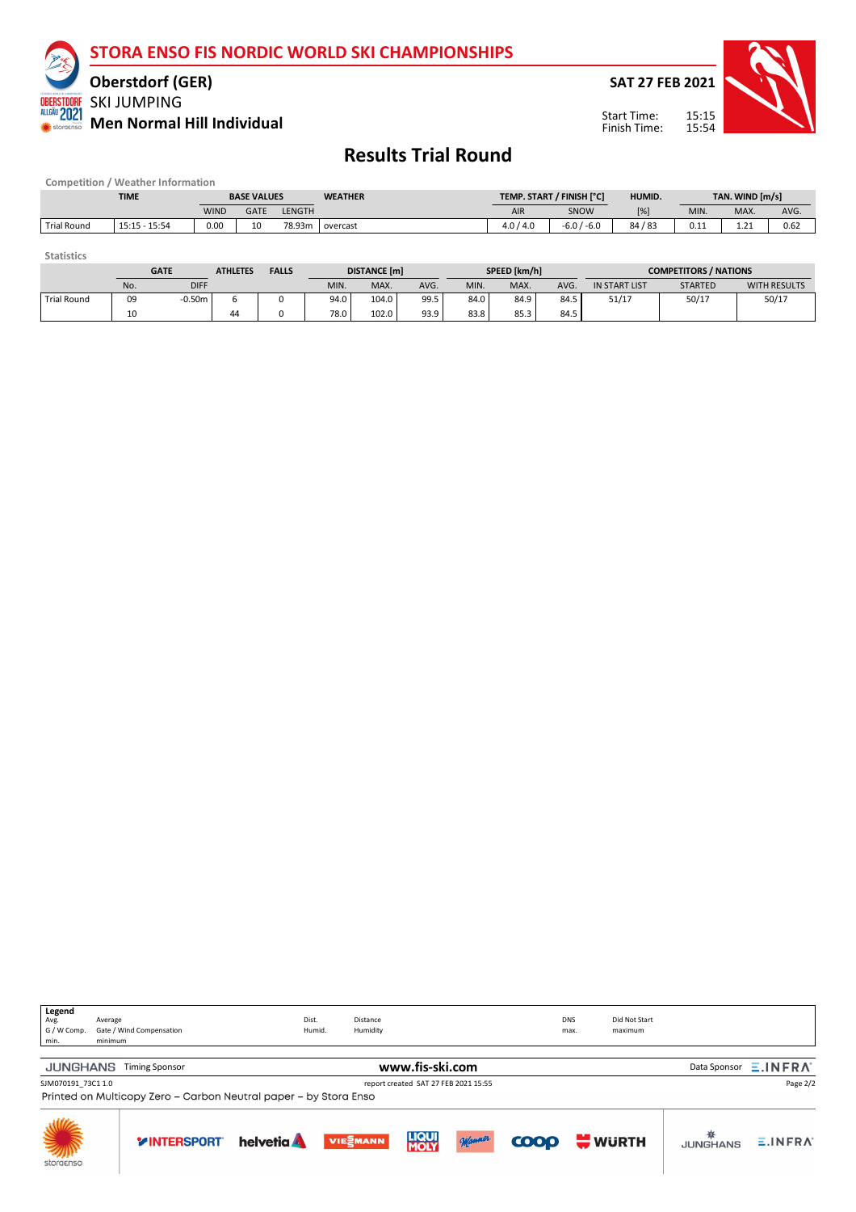# STORA ENSO FIS NORDIC WORLD SKI CHAMPIONSHIPS

**Oberstdorf (GER)**
SKI JUMPING
**Men Normal Hill Individual**

**SAT 27 FEB 2021**

Start Time: 15:15
Finish Time: 15:54

## Results Trial Round

Competition / Weather Information

| | TIME | BASE VALUES | | | WEATHER | TEMP. START / FINISH [°C] | | HUMID. | TAN. WIND [m/s] | | |
|---|---|---|---|---|---|---|---|---|---|---|---|
| | | WIND | GATE | LENGTH | | AIR | SNOW | [%] | MIN. | MAX. | AVG. |
| Trial Round | 15:15 - 15:54 | 0.00 | 10 | 78.93m | overcast | 4.0 / 4.0 | -6.0 / -6.0 | 84 / 83 | 0.11 | 1.21 | 0.62 |

Statistics

| | GATE | | ATHLETES | FALLS | DISTANCE [m] | | | SPEED [km/h] | | | COMPETITORS / NATIONS | | |
|---|---|---|---|---|---|---|---|---|---|---|---|---|---|
| | No. | DIFF | | | MIN. | MAX. | AVG. | MIN. | MAX. | AVG. | IN START LIST | STARTED | WITH RESULTS |
| Trial Round | 09 | -0.50m | 6 | 0 | 94.0 | 104.0 | 99.5 | 84.0 | 84.9 | 84.5 | 51/17 | 50/17 | 50/17 |
| | 10 | | 44 | 0 | 78.0 | 102.0 | 93.9 | 83.8 | 85.3 | 84.5 | | | |

**Legend**

| | | | | | |
|---|---|---|---|---|---|
| Avg. | Average | Dist. | Distance | DNS | Did Not Start |
| G / W Comp. | Gate / Wind Compensation | Humid. | Humidity | max. | maximum |
| min. | minimum | | | | |

JUNGHANS Timing Sponsor | www.fis-ski.com | Data Sponsor E.INFRA

SJM070191_73C1 1.0 | report created SAT 27 FEB 2021 15:55

Printed on Multicopy Zero – Carbon Neutral paper – by Stora Enso